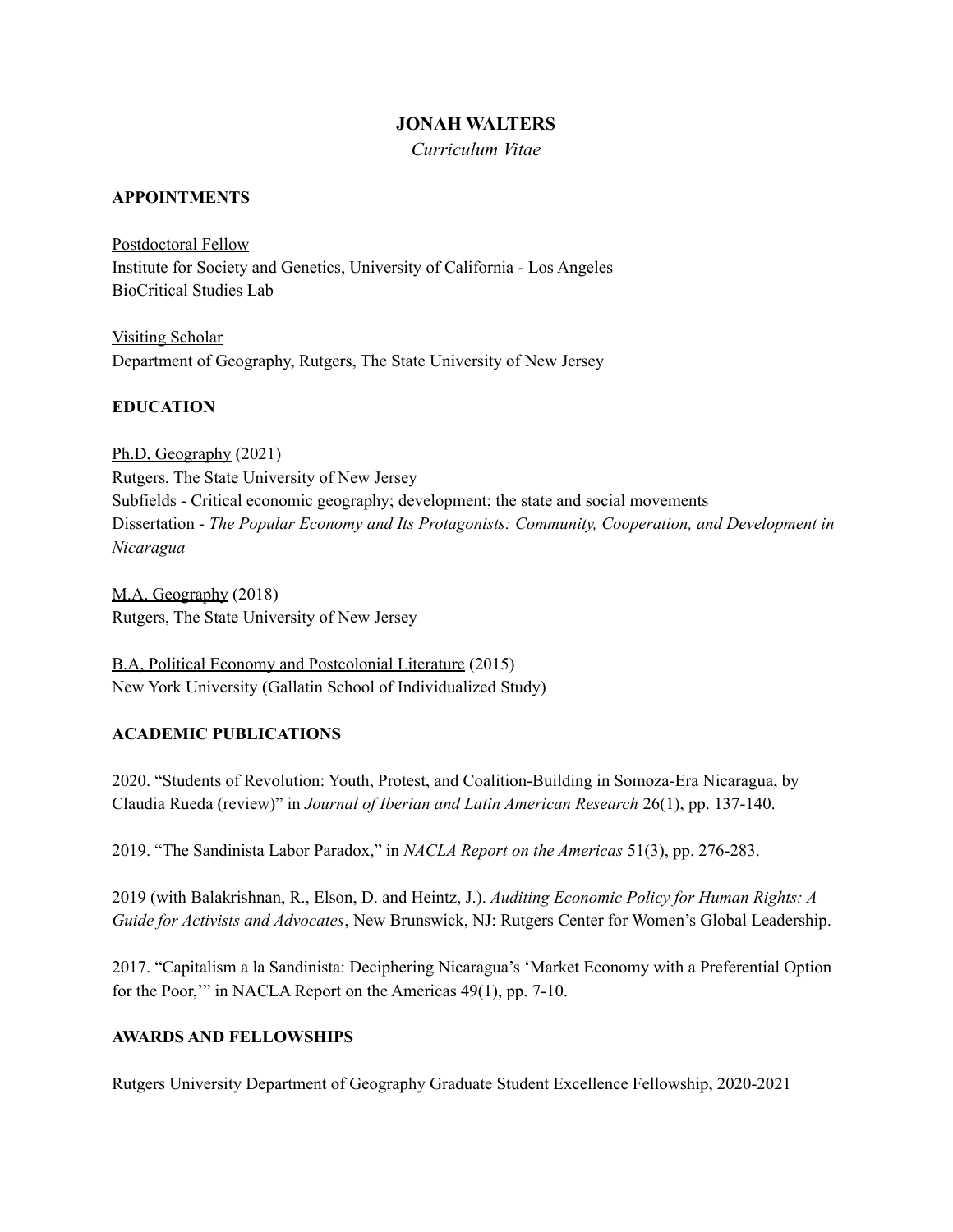# JONAH WALTERS

*Curriculum Vitae*

## APPOINTMENTS

Postdoctoral Fellow
Institute for Society and Genetics, University of California - Los Angeles
BioCritical Studies Lab

Visiting Scholar
Department of Geography, Rutgers, The State University of New Jersey

## EDUCATION

Ph.D, Geography (2021)
Rutgers, The State University of New Jersey
Subfields - Critical economic geography; development; the state and social movements
Dissertation - *The Popular Economy and Its Protagonists: Community, Cooperation, and Development in Nicaragua*

M.A, Geography (2018)
Rutgers, The State University of New Jersey

B.A, Political Economy and Postcolonial Literature (2015)
New York University (Gallatin School of Individualized Study)

## ACADEMIC PUBLICATIONS

2020. "Students of Revolution: Youth, Protest, and Coalition-Building in Somoza-Era Nicaragua, by Claudia Rueda (review)" in *Journal of Iberian and Latin American Research* 26(1), pp. 137-140.

2019. "The Sandinista Labor Paradox," in *NACLA Report on the Americas* 51(3), pp. 276-283.

2019 (with Balakrishnan, R., Elson, D. and Heintz, J.). *Auditing Economic Policy for Human Rights: A Guide for Activists and Advocates*, New Brunswick, NJ: Rutgers Center for Women's Global Leadership.

2017. "Capitalism a la Sandinista: Deciphering Nicaragua's 'Market Economy with a Preferential Option for the Poor,'" in NACLA Report on the Americas 49(1), pp. 7-10.

## AWARDS AND FELLOWSHIPS

Rutgers University Department of Geography Graduate Student Excellence Fellowship, 2020-2021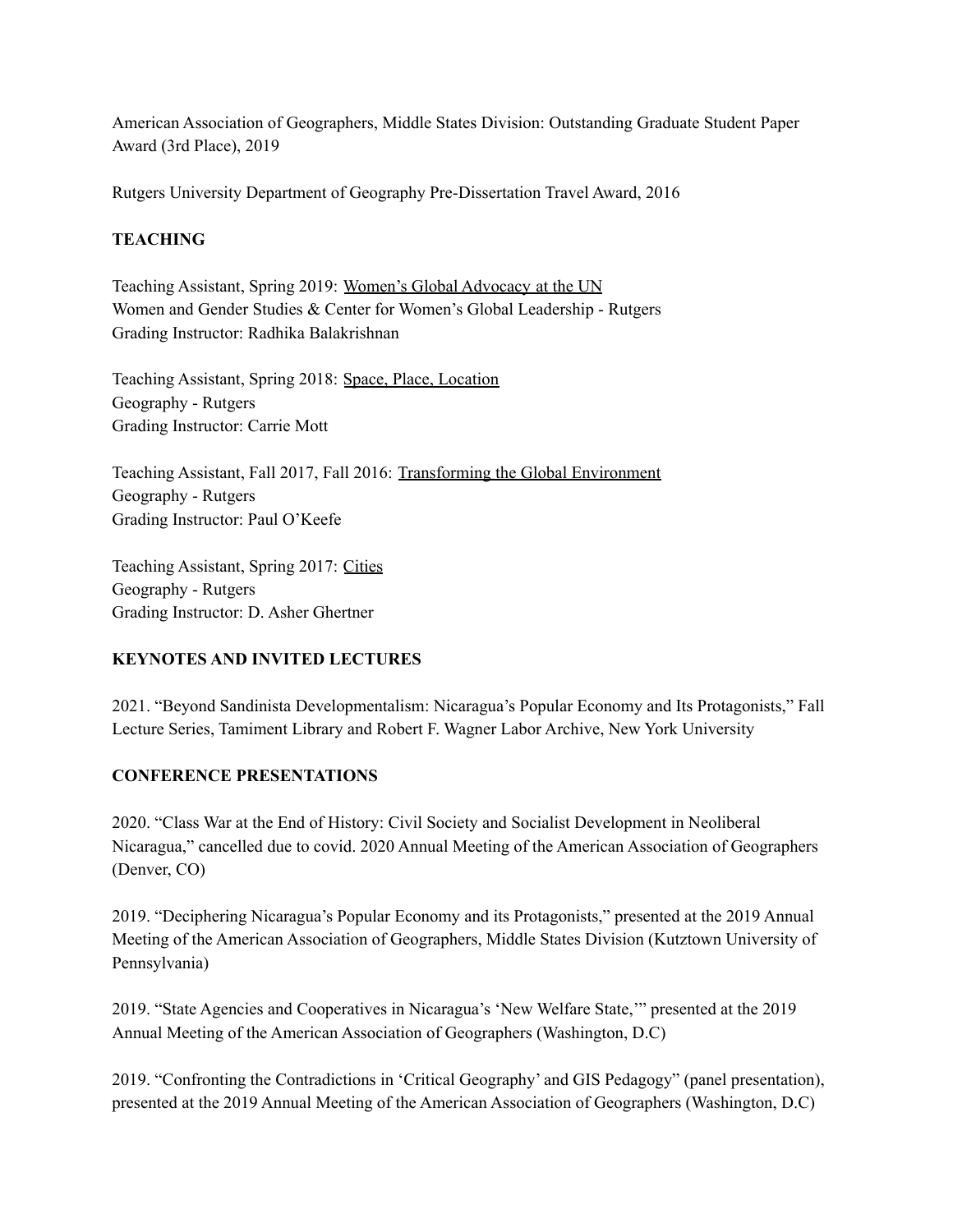American Association of Geographers, Middle States Division: Outstanding Graduate Student Paper Award (3rd Place), 2019

Rutgers University Department of Geography Pre-Dissertation Travel Award, 2016

## TEACHING

Teaching Assistant, Spring 2019: Women's Global Advocacy at the UN
Women and Gender Studies & Center for Women's Global Leadership - Rutgers
Grading Instructor: Radhika Balakrishnan

Teaching Assistant, Spring 2018: Space, Place, Location
Geography - Rutgers
Grading Instructor: Carrie Mott

Teaching Assistant, Fall 2017, Fall 2016: Transforming the Global Environment
Geography - Rutgers
Grading Instructor: Paul O'Keefe

Teaching Assistant, Spring 2017: Cities
Geography - Rutgers
Grading Instructor: D. Asher Ghertner

## KEYNOTES AND INVITED LECTURES

2021. "Beyond Sandinista Developmentalism: Nicaragua's Popular Economy and Its Protagonists," Fall Lecture Series, Tamiment Library and Robert F. Wagner Labor Archive, New York University

## CONFERENCE PRESENTATIONS

2020. "Class War at the End of History: Civil Society and Socialist Development in Neoliberal Nicaragua," cancelled due to covid. 2020 Annual Meeting of the American Association of Geographers (Denver, CO)

2019. "Deciphering Nicaragua's Popular Economy and its Protagonists," presented at the 2019 Annual Meeting of the American Association of Geographers, Middle States Division (Kutztown University of Pennsylvania)

2019. "State Agencies and Cooperatives in Nicaragua's 'New Welfare State,'" presented at the 2019 Annual Meeting of the American Association of Geographers (Washington, D.C)

2019. "Confronting the Contradictions in 'Critical Geography' and GIS Pedagogy" (panel presentation), presented at the 2019 Annual Meeting of the American Association of Geographers (Washington, D.C)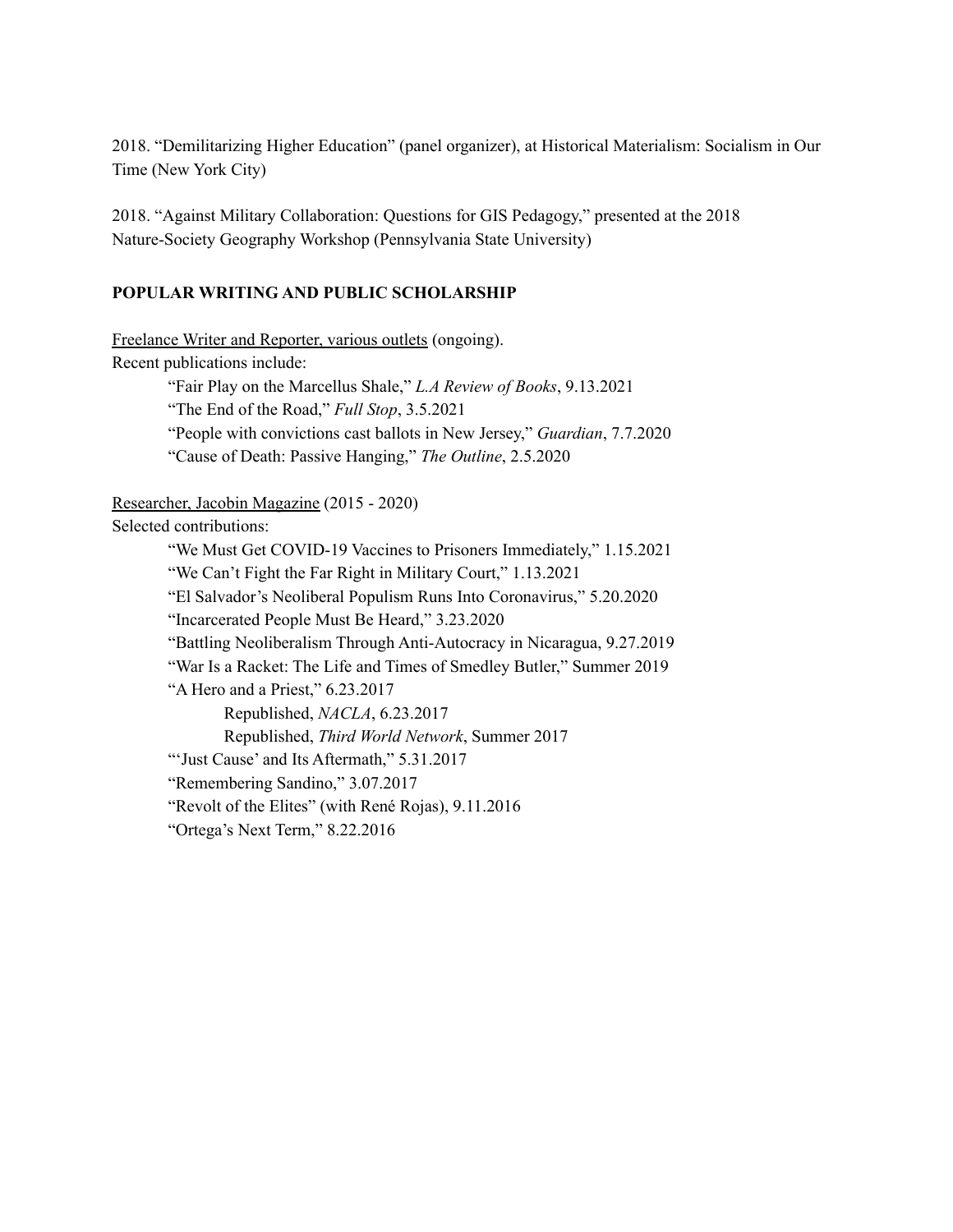2018. "Demilitarizing Higher Education" (panel organizer), at Historical Materialism: Socialism in Our Time (New York City)

2018. "Against Military Collaboration: Questions for GIS Pedagogy," presented at the 2018 Nature-Society Geography Workshop (Pennsylvania State University)

**POPULAR WRITING AND PUBLIC SCHOLARSHIP**

<u>Freelance Writer and Reporter, various outlets</u> (ongoing).
Recent publications include:

- "Fair Play on the Marcellus Shale," *L.A Review of Books*, 9.13.2021
- "The End of the Road," *Full Stop*, 3.5.2021
- "People with convictions cast ballots in New Jersey," *Guardian*, 7.7.2020
- "Cause of Death: Passive Hanging," *The Outline*, 2.5.2020

<u>Researcher, Jacobin Magazine</u> (2015 - 2020)
Selected contributions:

- "We Must Get COVID-19 Vaccines to Prisoners Immediately," 1.15.2021
- "We Can't Fight the Far Right in Military Court," 1.13.2021
- "El Salvador's Neoliberal Populism Runs Into Coronavirus," 5.20.2020
- "Incarcerated People Must Be Heard," 3.23.2020
- "Battling Neoliberalism Through Anti-Autocracy in Nicaragua, 9.27.2019
- "War Is a Racket: The Life and Times of Smedley Butler," Summer 2019
- "A Hero and a Priest," 6.23.2017
  - Republished, *NACLA*, 6.23.2017
  - Republished, *Third World Network*, Summer 2017
- "'Just Cause' and Its Aftermath," 5.31.2017
- "Remembering Sandino," 3.07.2017
- "Revolt of the Elites" (with René Rojas), 9.11.2016
- "Ortega's Next Term," 8.22.2016